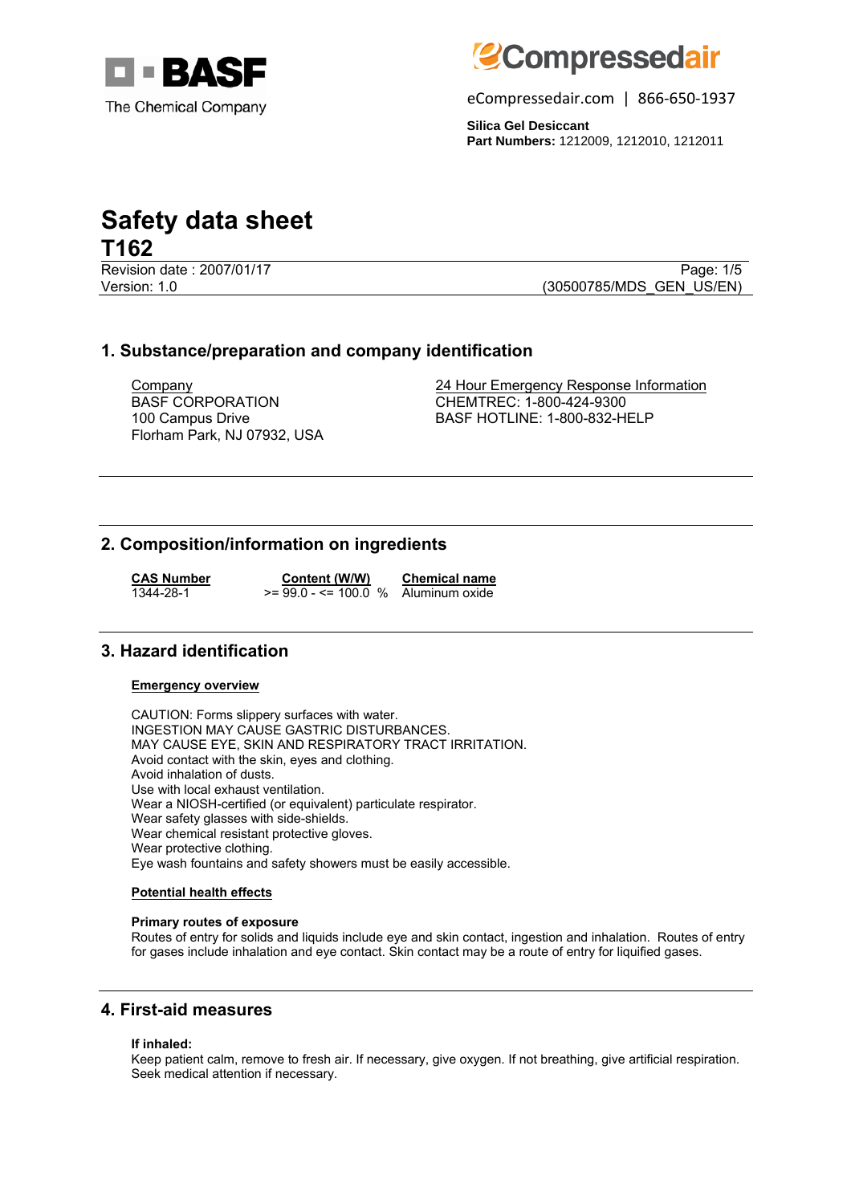BASF
The Chemical Company

eCompressedair

eCompressedair.com | 866-650-1937

**Silica Gel Desiccant**
**Part Numbers:** 1212009, 1212010, 1212011

# Safety data sheet
# T162

Revision date : 2007/01/17
Version: 1.0

(30500785/MDS_GEN_US/EN)

## 1. Substance/preparation and company identification

Company
BASF CORPORATION
100 Campus Drive
Florham Park, NJ 07932, USA

24 Hour Emergency Response Information
CHEMTREC: 1-800-424-9300
BASF HOTLINE: 1-800-832-HELP

## 2. Composition/information on ingredients

| CAS Number | Content (W/W) | Chemical name |
|---|---|---|
| 1344-28-1 | >= 99.0 - <= 100.0 % | Aluminum oxide |

## 3. Hazard identification

**Emergency overview**

CAUTION: Forms slippery surfaces with water.
INGESTION MAY CAUSE GASTRIC DISTURBANCES.
MAY CAUSE EYE, SKIN AND RESPIRATORY TRACT IRRITATION.
Avoid contact with the skin, eyes and clothing.
Avoid inhalation of dusts.
Use with local exhaust ventilation.
Wear a NIOSH-certified (or equivalent) particulate respirator.
Wear safety glasses with side-shields.
Wear chemical resistant protective gloves.
Wear protective clothing.
Eye wash fountains and safety showers must be easily accessible.

**Potential health effects**

**Primary routes of exposure**
Routes of entry for solids and liquids include eye and skin contact, ingestion and inhalation. Routes of entry for gases include inhalation and eye contact. Skin contact may be a route of entry for liquified gases.

## 4. First-aid measures

**If inhaled:**
Keep patient calm, remove to fresh air. If necessary, give oxygen. If not breathing, give artificial respiration. Seek medical attention if necessary.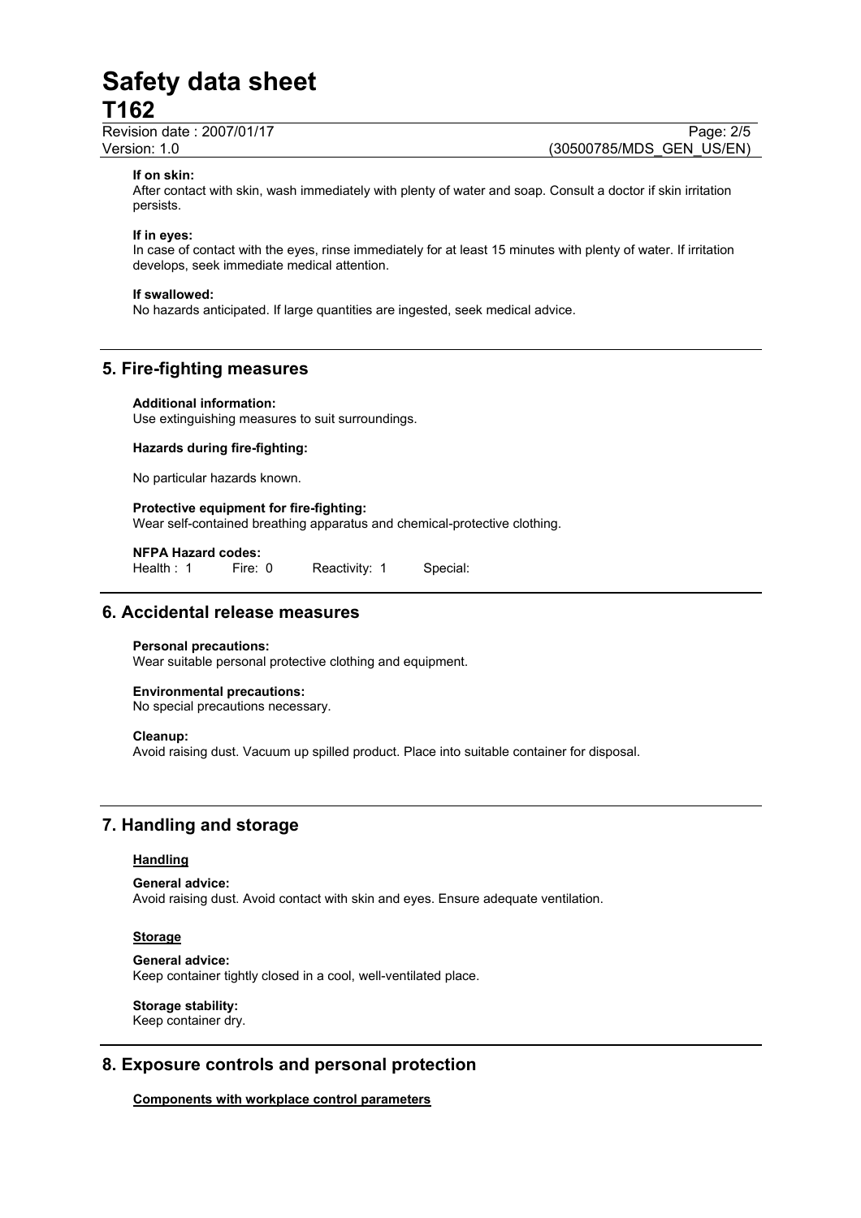**If on skin:**
After contact with skin, wash immediately with plenty of water and soap. Consult a doctor if skin irritation persists.

**If in eyes:**
In case of contact with the eyes, rinse immediately for at least 15 minutes with plenty of water. If irritation develops, seek immediate medical attention.

**If swallowed:**
No hazards anticipated. If large quantities are ingested, seek medical advice.

## 5. Fire-fighting measures

**Additional information:**
Use extinguishing measures to suit surroundings.

**Hazards during fire-fighting:**

No particular hazards known.

**Protective equipment for fire-fighting:**
Wear self-contained breathing apparatus and chemical-protective clothing.

**NFPA Hazard codes:**
Health : 1 Fire: 0 Reactivity: 1 Special:

## 6. Accidental release measures

**Personal precautions:**
Wear suitable personal protective clothing and equipment.

**Environmental precautions:**
No special precautions necessary.

**Cleanup:**
Avoid raising dust. Vacuum up spilled product. Place into suitable container for disposal.

## 7. Handling and storage

**Handling**

**General advice:**
Avoid raising dust. Avoid contact with skin and eyes. Ensure adequate ventilation.

**Storage**

**General advice:**
Keep container tightly closed in a cool, well-ventilated place.

**Storage stability:**
Keep container dry.

## 8. Exposure controls and personal protection

**Components with workplace control parameters**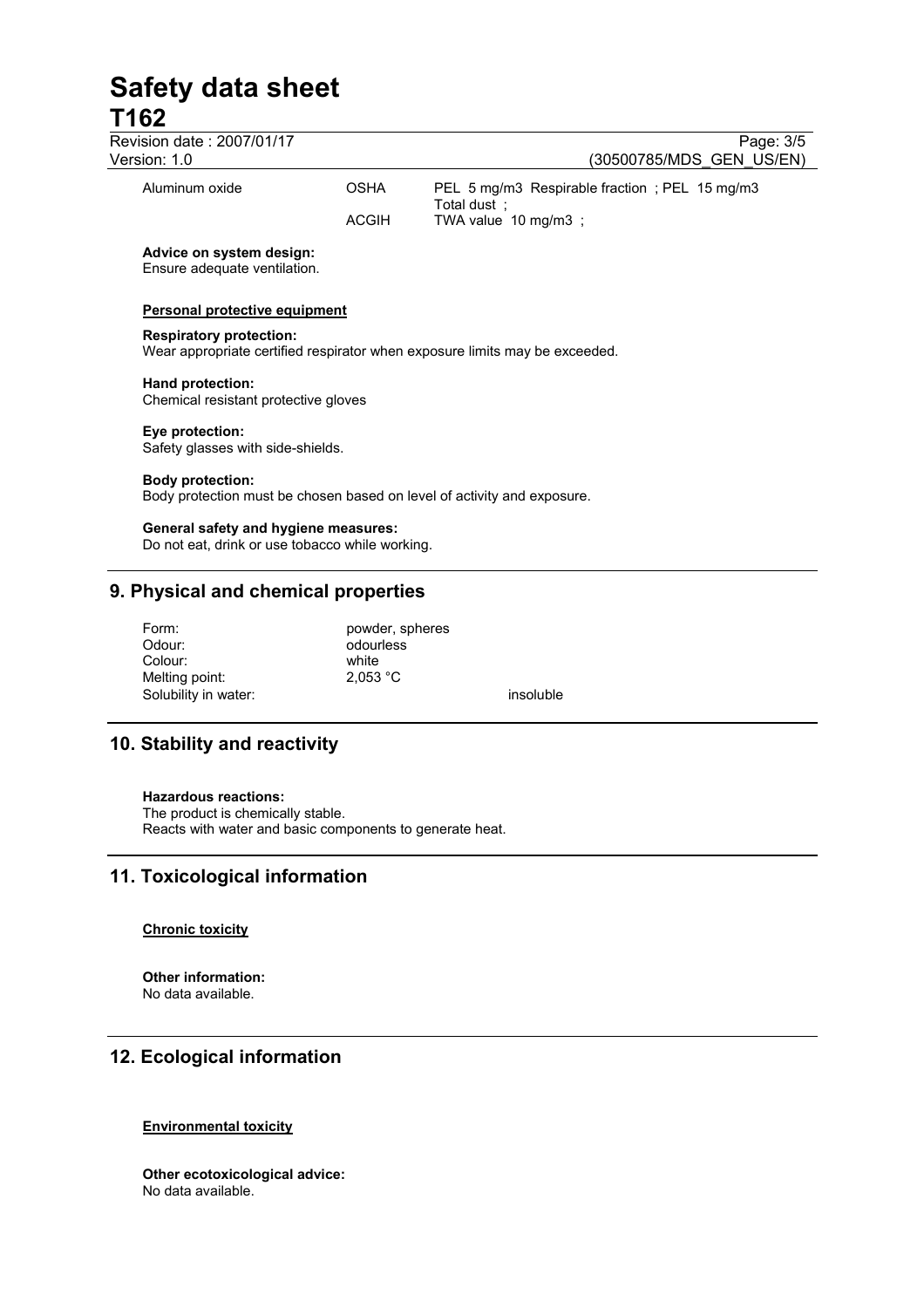| | | |
|---|---|---|
| Aluminum oxide | OSHA | PEL 5 mg/m3 Respirable fraction ; PEL 15 mg/m3 Total dust ; |
| | ACGIH | TWA value 10 mg/m3 ; |

**Advice on system design:**
Ensure adequate ventilation.

**Personal protective equipment**

**Respiratory protection:**
Wear appropriate certified respirator when exposure limits may be exceeded.

**Hand protection:**
Chemical resistant protective gloves

**Eye protection:**
Safety glasses with side-shields.

**Body protection:**
Body protection must be chosen based on level of activity and exposure.

**General safety and hygiene measures:**
Do not eat, drink or use tobacco while working.

## 9. Physical and chemical properties

| | |
|---|---|
| Form: | powder, spheres |
| Odour: | odourless |
| Colour: | white |
| Melting point: | 2,053 °C |
| Solubility in water: | insoluble |

## 10. Stability and reactivity

**Hazardous reactions:**
The product is chemically stable.
Reacts with water and basic components to generate heat.

## 11. Toxicological information

**Chronic toxicity**

**Other information:**
No data available.

## 12. Ecological information

**Environmental toxicity**

**Other ecotoxicological advice:**
No data available.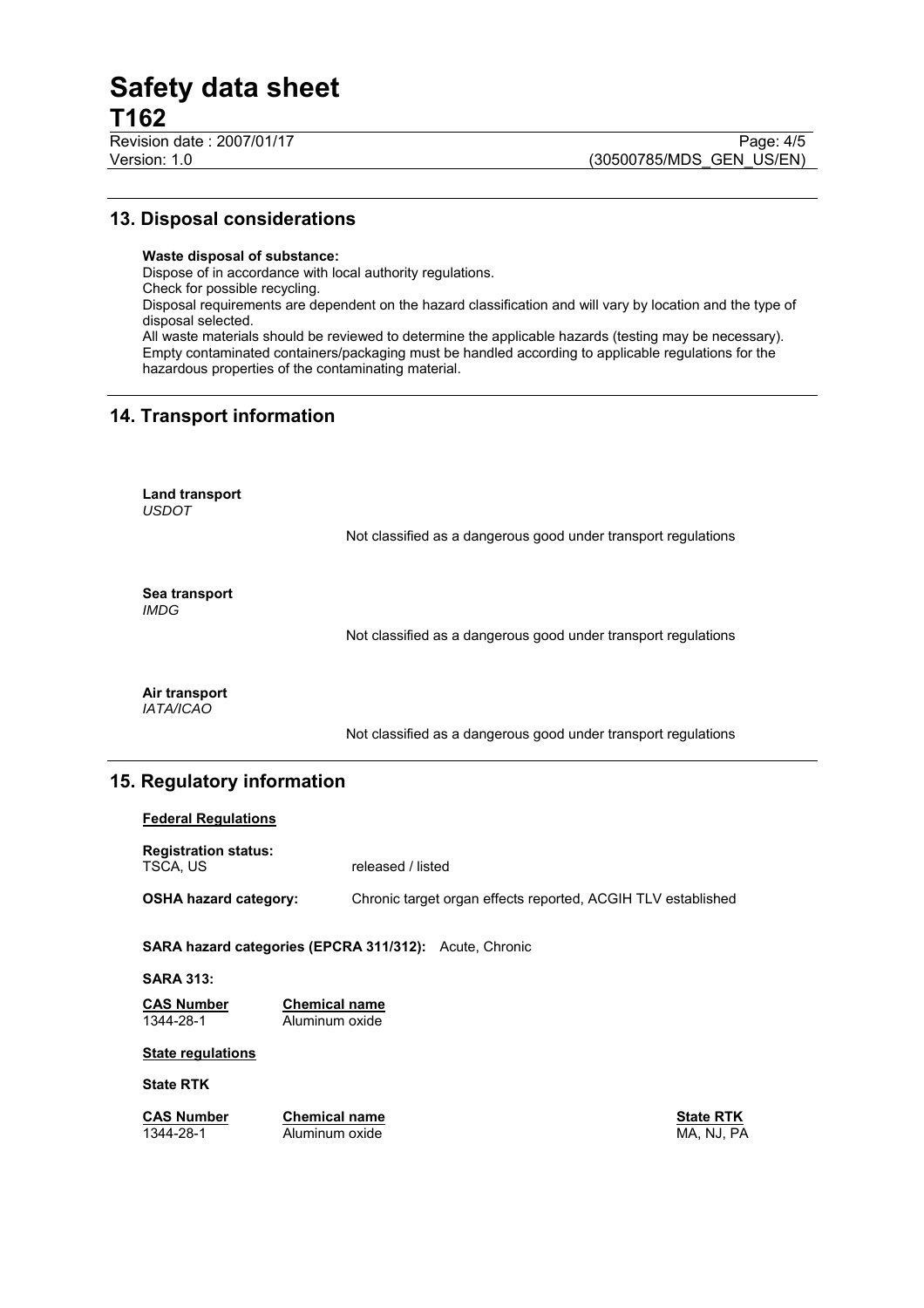## 13. Disposal considerations

**Waste disposal of substance:**

Dispose of in accordance with local authority regulations.
Check for possible recycling.
Disposal requirements are dependent on the hazard classification and will vary by location and the type of disposal selected.
All waste materials should be reviewed to determine the applicable hazards (testing may be necessary).
Empty contaminated containers/packaging must be handled according to applicable regulations for the hazardous properties of the contaminating material.

## 14. Transport information

**Land transport**
*USDOT*

Not classified as a dangerous good under transport regulations

**Sea transport**
*IMDG*

Not classified as a dangerous good under transport regulations

**Air transport**
*IATA/ICAO*

Not classified as a dangerous good under transport regulations

## 15. Regulatory information

**Federal Regulations**

**Registration status:**
TSCA, US — released / listed

**OSHA hazard category:** Chronic target organ effects reported, ACGIH TLV established

**SARA hazard categories (EPCRA 311/312):** Acute, Chronic

**SARA 313:**

| CAS Number | Chemical name |
|---|---|
| 1344-28-1 | Aluminum oxide |

**State regulations**

**State RTK**

| CAS Number | Chemical name | State RTK |
|---|---|---|
| 1344-28-1 | Aluminum oxide | MA, NJ, PA |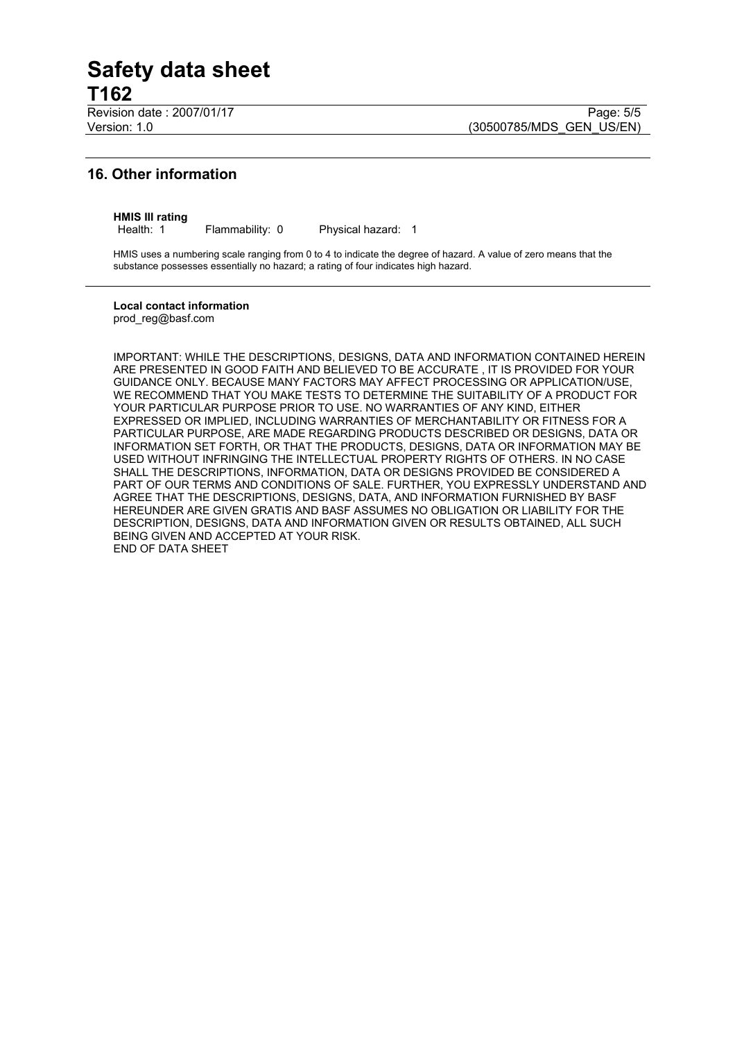## 16. Other information

**HMIS III rating**

Health: 1 Flammability: 0 Physical hazard: 1

HMIS uses a numbering scale ranging from 0 to 4 to indicate the degree of hazard. A value of zero means that the substance possesses essentially no hazard; a rating of four indicates high hazard.

---

**Local contact information**

prod_reg@basf.com

IMPORTANT: WHILE THE DESCRIPTIONS, DESIGNS, DATA AND INFORMATION CONTAINED HEREIN ARE PRESENTED IN GOOD FAITH AND BELIEVED TO BE ACCURATE , IT IS PROVIDED FOR YOUR GUIDANCE ONLY. BECAUSE MANY FACTORS MAY AFFECT PROCESSING OR APPLICATION/USE, WE RECOMMEND THAT YOU MAKE TESTS TO DETERMINE THE SUITABILITY OF A PRODUCT FOR YOUR PARTICULAR PURPOSE PRIOR TO USE. NO WARRANTIES OF ANY KIND, EITHER EXPRESSED OR IMPLIED, INCLUDING WARRANTIES OF MERCHANTABILITY OR FITNESS FOR A PARTICULAR PURPOSE, ARE MADE REGARDING PRODUCTS DESCRIBED OR DESIGNS, DATA OR INFORMATION SET FORTH, OR THAT THE PRODUCTS, DESIGNS, DATA OR INFORMATION MAY BE USED WITHOUT INFRINGING THE INTELLECTUAL PROPERTY RIGHTS OF OTHERS. IN NO CASE SHALL THE DESCRIPTIONS, INFORMATION, DATA OR DESIGNS PROVIDED BE CONSIDERED A PART OF OUR TERMS AND CONDITIONS OF SALE. FURTHER, YOU EXPRESSLY UNDERSTAND AND AGREE THAT THE DESCRIPTIONS, DESIGNS, DATA, AND INFORMATION FURNISHED BY BASF HEREUNDER ARE GIVEN GRATIS AND BASF ASSUMES NO OBLIGATION OR LIABILITY FOR THE DESCRIPTION, DESIGNS, DATA AND INFORMATION GIVEN OR RESULTS OBTAINED, ALL SUCH BEING GIVEN AND ACCEPTED AT YOUR RISK.
END OF DATA SHEET